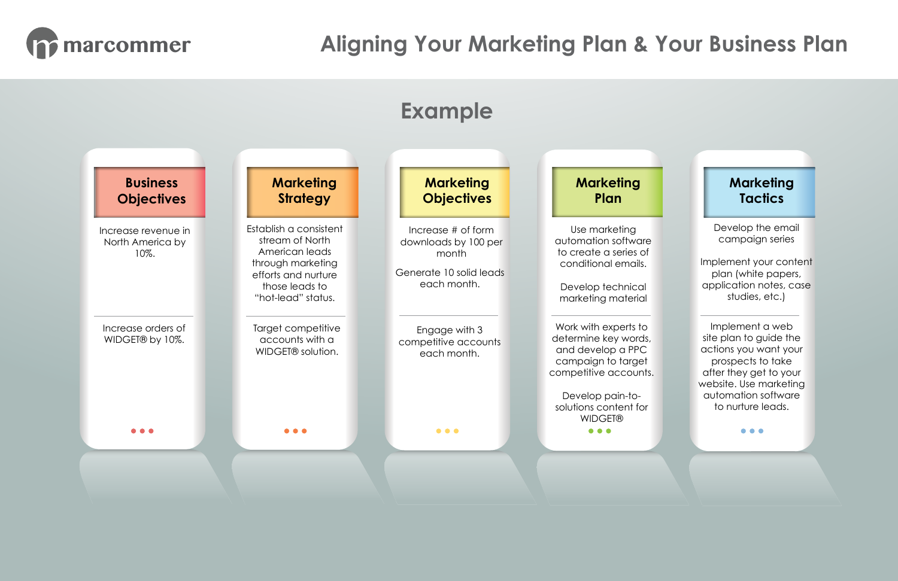# Aligning Your Marketing Plan & Your Business Plan

## Example

| Business Objectives | Marketing Strategy | Marketing Objectives | Marketing Plan | Marketing Tactics |
| --- | --- | --- | --- | --- |
| Increase revenue in North America by 10%. | Establish a consistent stream of North American leads through marketing efforts and nurture those leads to "hot-lead" status. | Increase # of form downloads by 100 per month<br><br>Generate 10 solid leads each month. | Use marketing automation software to create a series of conditional emails.<br><br>Develop technical marketing material | Develop the email campaign series<br><br>Implement your content plan (white papers, application notes, case studies, etc.) |
| Increase orders of WIDGET® by 10%. | Target competitive accounts with a WIDGET® solution. | Engage with 3 competitive accounts each month. | Work with experts to determine key words, and develop a PPC campaign to target competitive accounts.<br><br>Develop pain-to-solutions content for WIDGET® | Implement a web site plan to guide the actions you want your prospects to take after they get to your website. Use marketing automation software to nurture leads. |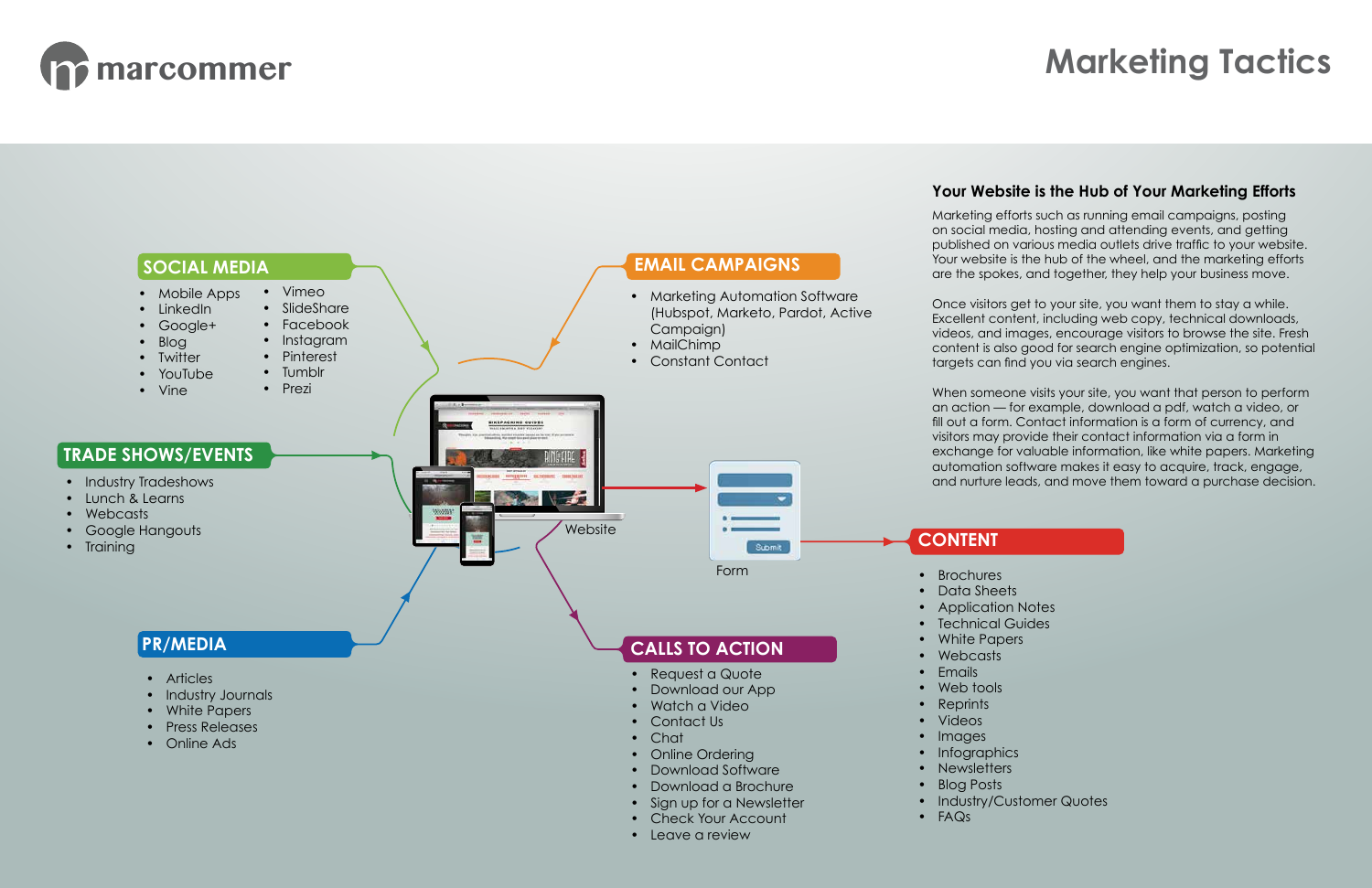marcommer

# Marketing Tactics

## Your Website is the Hub of Your Marketing Efforts

Marketing efforts such as running email campaigns, posting on social media, hosting and attending events, and getting published on various media outlets drive traffic to your website. Your website is the hub of the wheel, and the marketing efforts are the spokes, and together, they help your business move.

Once visitors get to your site, you want them to stay a while. Excellent content, including web copy, technical downloads, videos, and images, encourage visitors to browse the site. Fresh content is also good for search engine optimization, so potential targets can find you via search engines.

When someone visits your site, you want that person to perform an action — for example, download a pdf, watch a video, or fill out a form. Contact information is a form of currency, and visitors may provide their contact information via a form in exchange for valuable information, like white papers. Marketing automation software makes it easy to acquire, track, engage, and nurture leads, and move them toward a purchase decision.

## SOCIAL MEDIA

- Mobile Apps
- LinkedIn
- Google+
- Blog
- Twitter
- YouTube
- Vine
- Vimeo
- SlideShare
- Facebook
- Instagram
- Pinterest
- Tumblr
- Prezi

## EMAIL CAMPAIGNS

- Marketing Automation Software (Hubspot, Marketo, Pardot, Active Campaign)
- MailChimp
- Constant Contact

## TRADE SHOWS/EVENTS

- Industry Tradeshows
- Lunch & Learns
- Webcasts
- Google Hangouts
- Training

Website

Form

Submit

## CONTENT

- Brochures
- Data Sheets
- Application Notes
- Technical Guides
- White Papers
- Webcasts
- Emails
- Web tools
- Reprints
- Videos
- Images
- Infographics
- Newsletters
- Blog Posts
- Industry/Customer Quotes
- FAQs

## PR/MEDIA

- Articles
- Industry Journals
- White Papers
- Press Releases
- Online Ads

## CALLS TO ACTION

- Request a Quote
- Download our App
- Watch a Video
- Contact Us
- Chat
- Online Ordering
- Download Software
- Download a Brochure
- Sign up for a Newsletter
- Check Your Account
- Leave a review